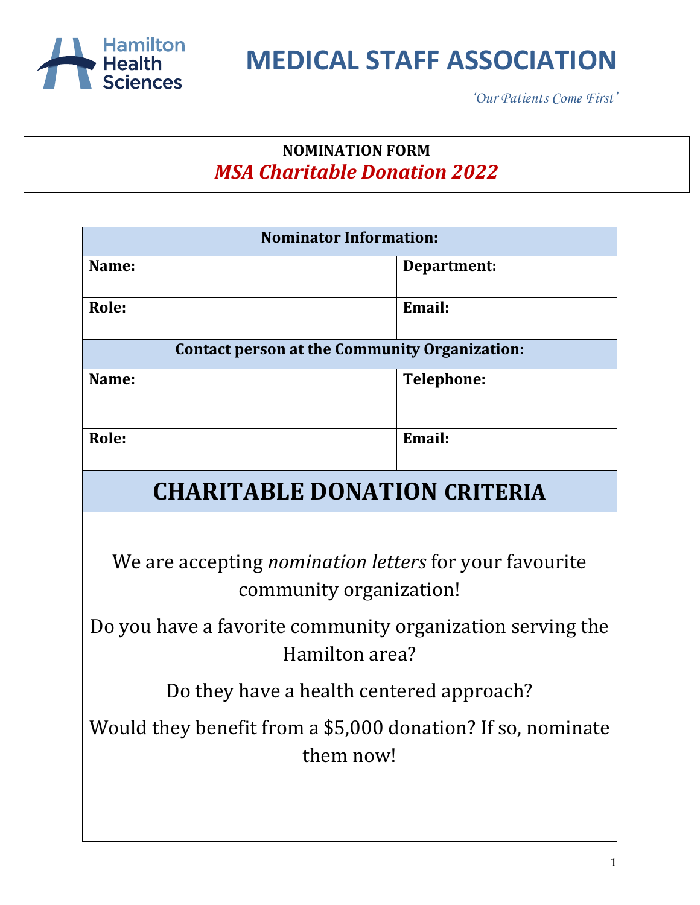Hamilton Health Sciences

# MEDICAL STAFF ASSOCIATION

*'Our Patients Come First'*

**NOMINATION FORM**

## *MSA Charitable Donation 2022*

| **Nominator Information:** | |
|---|---|
| **Name:** | **Department:** |
| **Role:** | **Email:** |
| **Contact person at the Community Organization:** | |
| **Name:** | **Telephone:** |
| **Role:** | **Email:** |

## CHARITABLE DONATION CRITERIA

We are accepting *nomination letters* for your favourite community organization!

Do you have a favorite community organization serving the Hamilton area?

Do they have a health centered approach?

Would they benefit from a $5,000 donation? If so, nominate them now!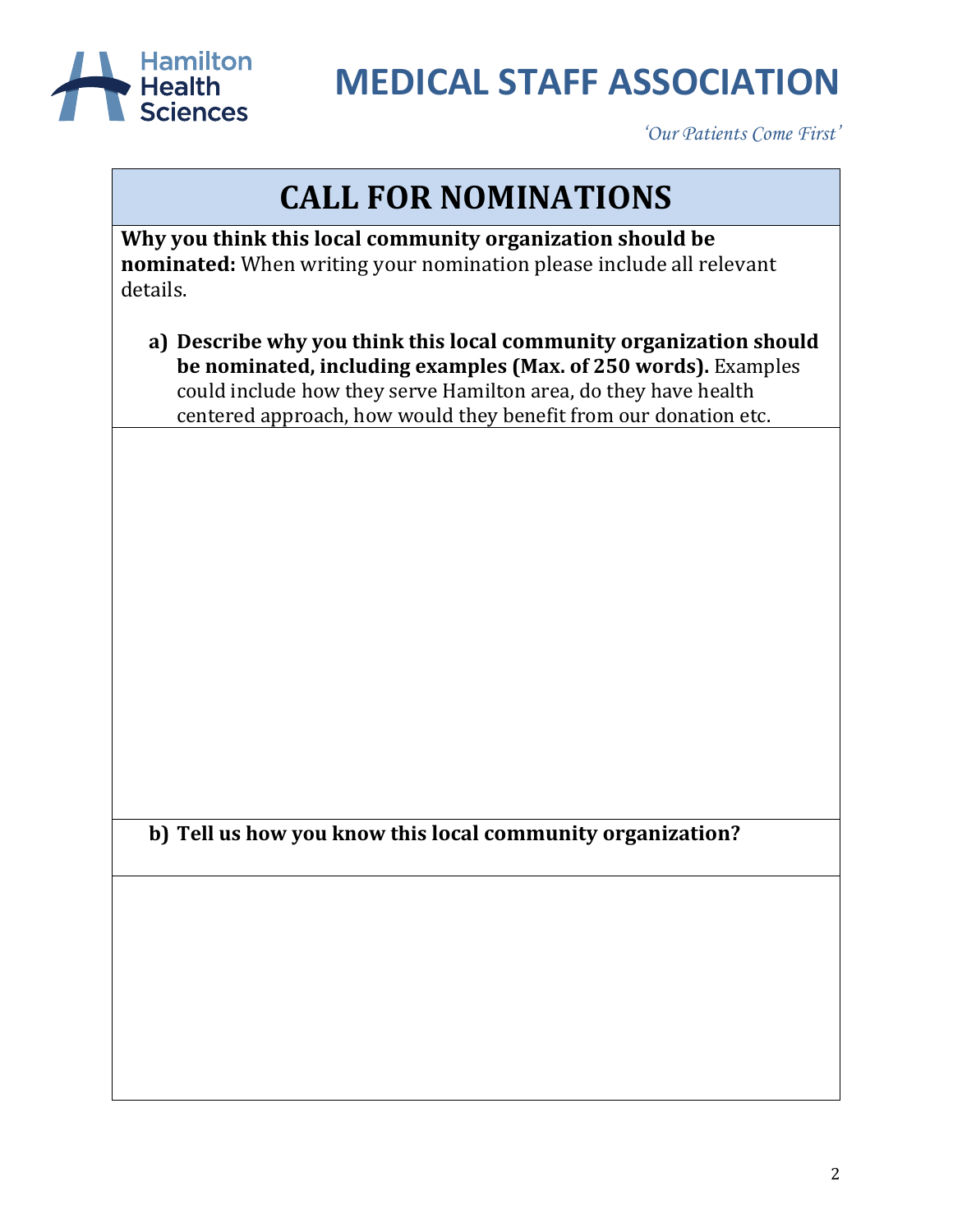# MEDICAL STAFF ASSOCIATION

*'Our Patients Come First'*

## CALL FOR NOMINATIONS

**Why you think this local community organization should be nominated:** When writing your nomination please include all relevant details.

a) **Describe why you think this local community organization should be nominated, including examples (Max. of 250 words).** Examples could include how they serve Hamilton area, do they have health centered approach, how would they benefit from our donation etc.

b) **Tell us how you know this local community organization?**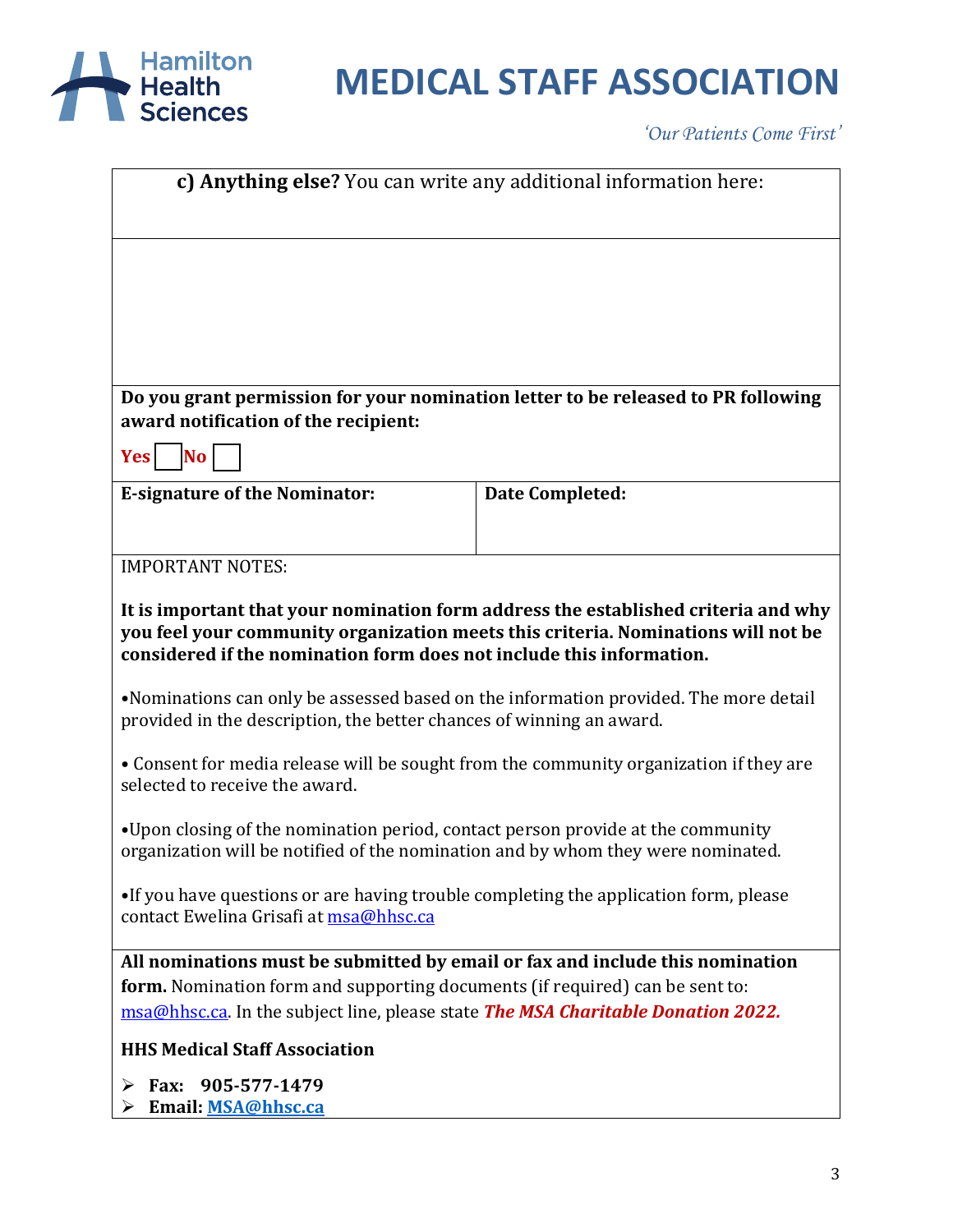**c) Anything else?** You can write any additional information here:

**Do you grant permission for your nomination letter to be released to PR following award notification of the recipient:**

**Yes** ☐ **No** ☐

| **E-signature of the Nominator:** | **Date Completed:** |
|---|---|
| | |

IMPORTANT NOTES:

**It is important that your nomination form address the established criteria and why you feel your community organization meets this criteria. Nominations will not be considered if the nomination form does not include this information.**

- Nominations can only be assessed based on the information provided. The more detail provided in the description, the better chances of winning an award.
- Consent for media release will be sought from the community organization if they are selected to receive the award.
- Upon closing of the nomination period, contact person provide at the community organization will be notified of the nomination and by whom they were nominated.
- If you have questions or are having trouble completing the application form, please contact Ewelina Grisafi at msa@hhsc.ca

**All nominations must be submitted by email or fax and include this nomination form.** Nomination form and supporting documents (if required) can be sent to: msa@hhsc.ca. In the subject line, please state ***The MSA Charitable Donation 2022.***

**HHS Medical Staff Association**

- **Fax: 905-577-1479**
- **Email: MSA@hhsc.ca**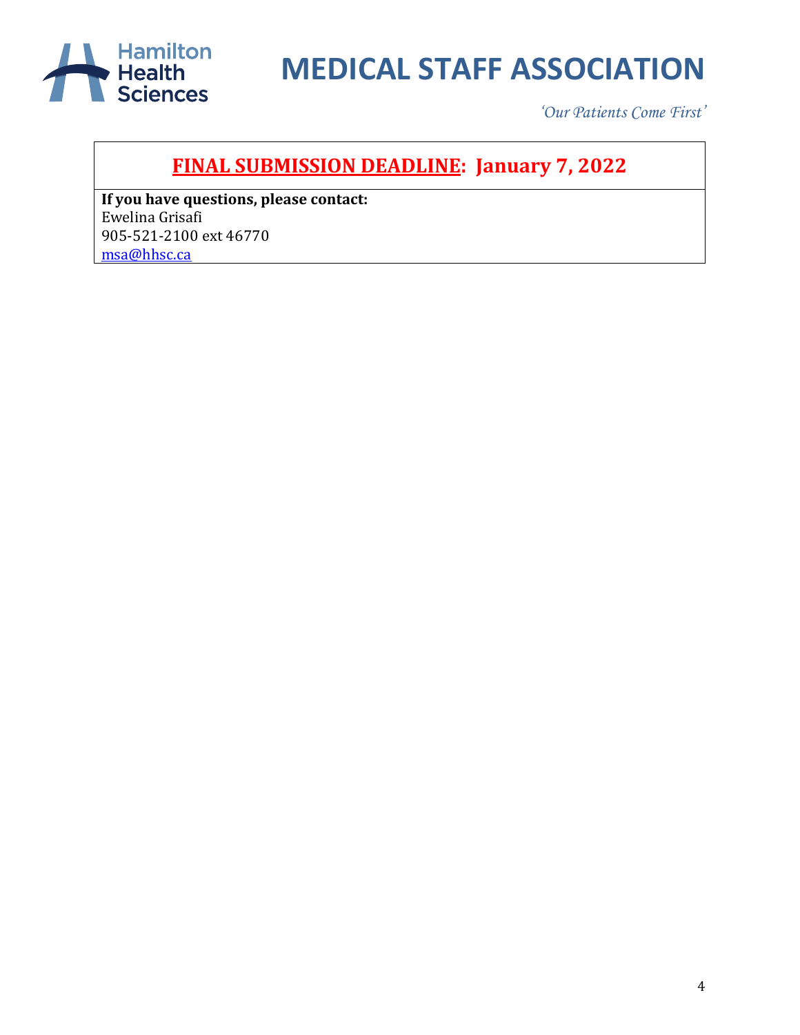# MEDICAL STAFF ASSOCIATION

*'Our Patients Come First'*

## FINAL SUBMISSION DEADLINE: January 7, 2022

**If you have questions, please contact:**
Ewelina Grisafi
905-521-2100 ext 46770
msa@hhsc.ca